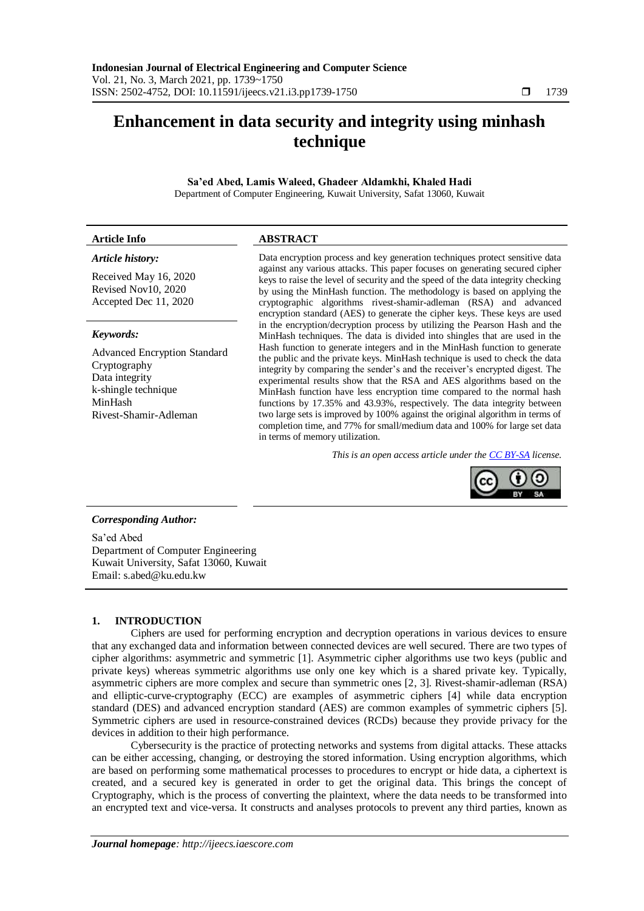# Enhancement in data security and integrity using minhash technique

**Sa'ed Abed, Lamis Waleed, Ghadeer Aldamkhi, Khaled Hadi**

Department of Computer Engineering, Kuwait University, Safat 13060, Kuwait

| **Article Info** | **ABSTRACT** |
| --- | --- |
| ***Article history:***<br><br>Received May 16, 2020<br>Revised Nov10, 2020<br>Accepted Dec 11, 2020<br><br>***Keywords:***<br><br>Advanced Encryption Standard<br>Cryptography<br>Data integrity<br>k-shingle technique<br>MinHash<br>Rivest-Shamir-Adleman | Data encryption process and key generation techniques protect sensitive data against any various attacks. This paper focuses on generating secured cipher keys to raise the level of security and the speed of the data integrity checking by using the MinHash function. The methodology is based on applying the cryptographic algorithms rivest-shamir-adleman (RSA) and advanced encryption standard (AES) to generate the cipher keys. These keys are used in the encryption/decryption process by utilizing the Pearson Hash and the MinHash techniques. The data is divided into shingles that are used in the Hash function to generate integers and in the MinHash function to generate the public and the private keys. MinHash technique is used to check the data integrity by comparing the sender's and the receiver's encrypted digest. The experimental results show that the RSA and AES algorithms based on the MinHash function have less encryption time compared to the normal hash functions by 17.35% and 43.93%, respectively. The data integrity between two large sets is improved by 100% against the original algorithm in terms of completion time, and 77% for small/medium data and 100% for large set data in terms of memory utilization.<br><br>*This is an open access article under the CC BY-SA license.* |

***Corresponding Author:***

Sa'ed Abed
Department of Computer Engineering
Kuwait University, Safat 13060, Kuwait
Email: s.abed@ku.edu.kw

## 1. INTRODUCTION

Ciphers are used for performing encryption and decryption operations in various devices to ensure that any exchanged data and information between connected devices are well secured. There are two types of cipher algorithms: asymmetric and symmetric [1]. Asymmetric cipher algorithms use two keys (public and private keys) whereas symmetric algorithms use only one key which is a shared private key. Typically, asymmetric ciphers are more complex and secure than symmetric ones [2, 3]. Rivest-shamir-adleman (RSA) and elliptic-curve-cryptography (ECC) are examples of asymmetric ciphers [4] while data encryption standard (DES) and advanced encryption standard (AES) are common examples of symmetric ciphers [5]. Symmetric ciphers are used in resource-constrained devices (RCDs) because they provide privacy for the devices in addition to their high performance.

Cybersecurity is the practice of protecting networks and systems from digital attacks. These attacks can be either accessing, changing, or destroying the stored information. Using encryption algorithms, which are based on performing some mathematical processes to procedures to encrypt or hide data, a ciphertext is created, and a secured key is generated in order to get the original data. This brings the concept of Cryptography, which is the process of converting the plaintext, where the data needs to be transformed into an encrypted text and vice-versa. It constructs and analyses protocols to prevent any third parties, known as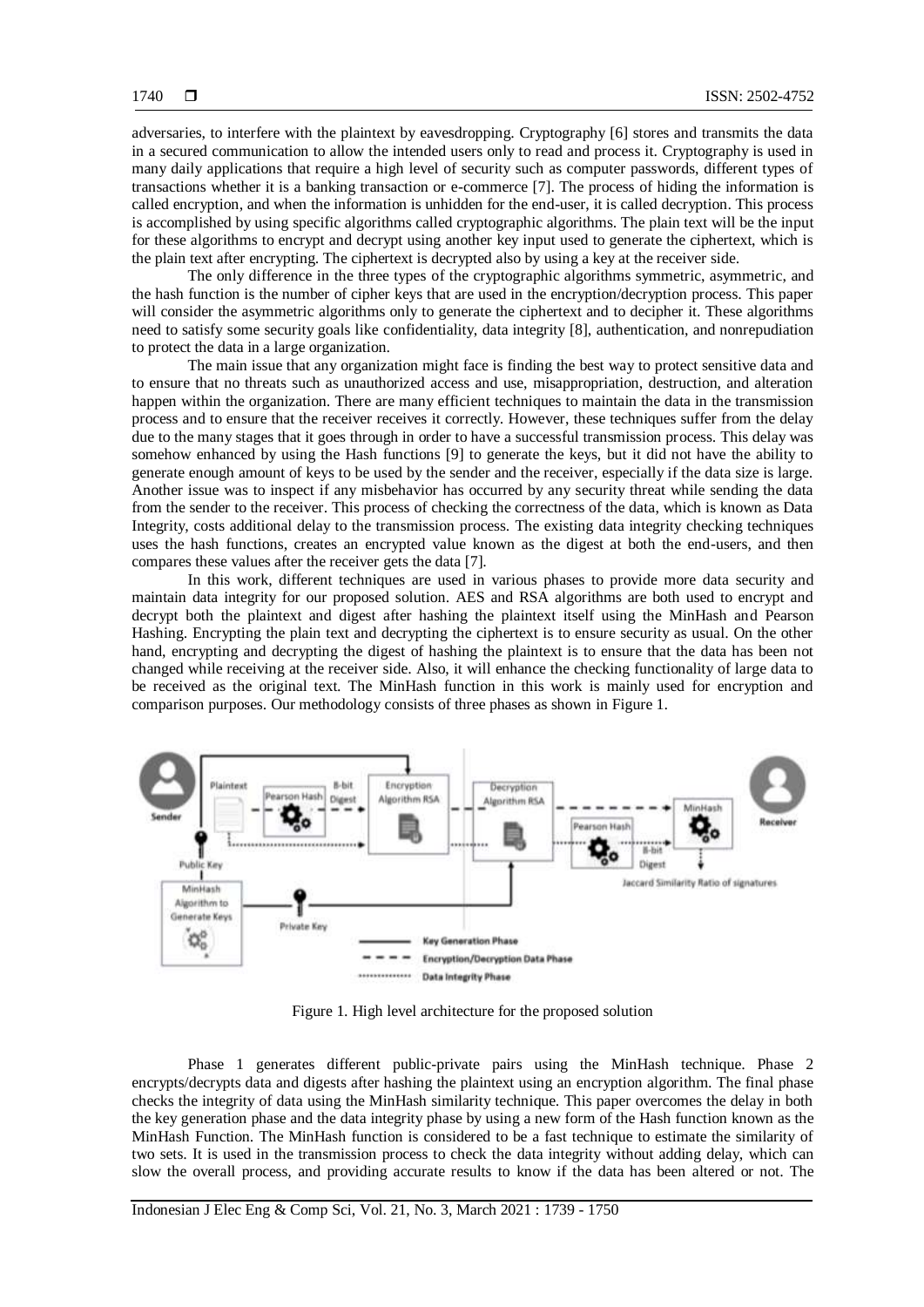adversaries, to interfere with the plaintext by eavesdropping. Cryptography [6] stores and transmits the data in a secured communication to allow the intended users only to read and process it. Cryptography is used in many daily applications that require a high level of security such as computer passwords, different types of transactions whether it is a banking transaction or e-commerce [7]. The process of hiding the information is called encryption, and when the information is unhidden for the end-user, it is called decryption. This process is accomplished by using specific algorithms called cryptographic algorithms. The plain text will be the input for these algorithms to encrypt and decrypt using another key input used to generate the ciphertext, which is the plain text after encrypting. The ciphertext is decrypted also by using a key at the receiver side.

The only difference in the three types of the cryptographic algorithms symmetric, asymmetric, and the hash function is the number of cipher keys that are used in the encryption/decryption process. This paper will consider the asymmetric algorithms only to generate the ciphertext and to decipher it. These algorithms need to satisfy some security goals like confidentiality, data integrity [8], authentication, and nonrepudiation to protect the data in a large organization.

The main issue that any organization might face is finding the best way to protect sensitive data and to ensure that no threats such as unauthorized access and use, misappropriation, destruction, and alteration happen within the organization. There are many efficient techniques to maintain the data in the transmission process and to ensure that the receiver receives it correctly. However, these techniques suffer from the delay due to the many stages that it goes through in order to have a successful transmission process. This delay was somehow enhanced by using the Hash functions [9] to generate the keys, but it did not have the ability to generate enough amount of keys to be used by the sender and the receiver, especially if the data size is large. Another issue was to inspect if any misbehavior has occurred by any security threat while sending the data from the sender to the receiver. This process of checking the correctness of the data, which is known as Data Integrity, costs additional delay to the transmission process. The existing data integrity checking techniques uses the hash functions, creates an encrypted value known as the digest at both the end-users, and then compares these values after the receiver gets the data [7].

In this work, different techniques are used in various phases to provide more data security and maintain data integrity for our proposed solution. AES and RSA algorithms are both used to encrypt and decrypt both the plaintext and digest after hashing the plaintext itself using the MinHash and Pearson Hashing. Encrypting the plain text and decrypting the ciphertext is to ensure security as usual. On the other hand, encrypting and decrypting the digest of hashing the plaintext is to ensure that the data has been not changed while receiving at the receiver side. Also, it will enhance the checking functionality of large data to be received as the original text. The MinHash function in this work is mainly used for encryption and comparison purposes. Our methodology consists of three phases as shown in Figure 1.

Figure 1. High level architecture for the proposed solution

Phase 1 generates different public-private pairs using the MinHash technique. Phase 2 encrypts/decrypts data and digests after hashing the plaintext using an encryption algorithm. The final phase checks the integrity of data using the MinHash similarity technique. This paper overcomes the delay in both the key generation phase and the data integrity phase by using a new form of the Hash function known as the MinHash Function. The MinHash function is considered to be a fast technique to estimate the similarity of two sets. It is used in the transmission process to check the data integrity without adding delay, which can slow the overall process, and providing accurate results to know if the data has been altered or not. The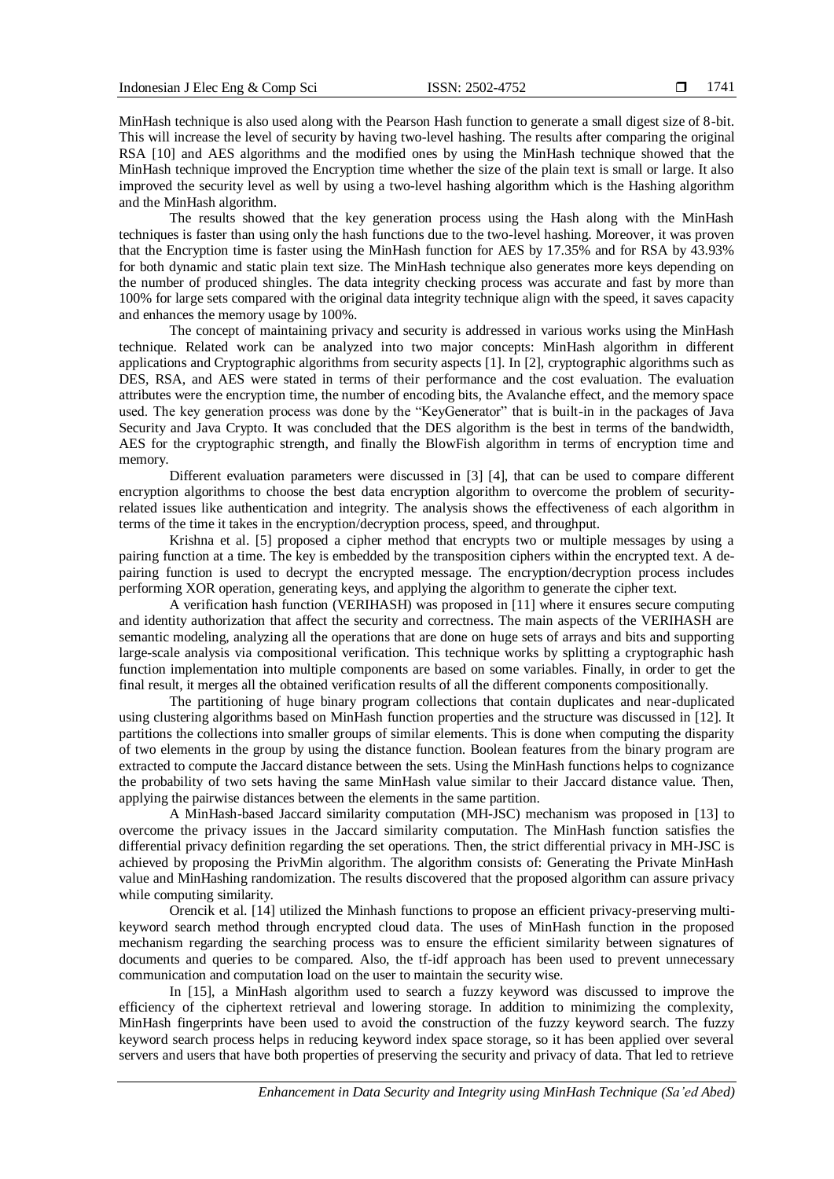MinHash technique is also used along with the Pearson Hash function to generate a small digest size of 8-bit. This will increase the level of security by having two-level hashing. The results after comparing the original RSA [10] and AES algorithms and the modified ones by using the MinHash technique showed that the MinHash technique improved the Encryption time whether the size of the plain text is small or large. It also improved the security level as well by using a two-level hashing algorithm which is the Hashing algorithm and the MinHash algorithm.

The results showed that the key generation process using the Hash along with the MinHash techniques is faster than using only the hash functions due to the two-level hashing. Moreover, it was proven that the Encryption time is faster using the MinHash function for AES by 17.35% and for RSA by 43.93% for both dynamic and static plain text size. The MinHash technique also generates more keys depending on the number of produced shingles. The data integrity checking process was accurate and fast by more than 100% for large sets compared with the original data integrity technique align with the speed, it saves capacity and enhances the memory usage by 100%.

The concept of maintaining privacy and security is addressed in various works using the MinHash technique. Related work can be analyzed into two major concepts: MinHash algorithm in different applications and Cryptographic algorithms from security aspects [1]. In [2], cryptographic algorithms such as DES, RSA, and AES were stated in terms of their performance and the cost evaluation. The evaluation attributes were the encryption time, the number of encoding bits, the Avalanche effect, and the memory space used. The key generation process was done by the "KeyGenerator" that is built-in in the packages of Java Security and Java Crypto. It was concluded that the DES algorithm is the best in terms of the bandwidth, AES for the cryptographic strength, and finally the BlowFish algorithm in terms of encryption time and memory.

Different evaluation parameters were discussed in [3] [4], that can be used to compare different encryption algorithms to choose the best data encryption algorithm to overcome the problem of security-related issues like authentication and integrity. The analysis shows the effectiveness of each algorithm in terms of the time it takes in the encryption/decryption process, speed, and throughput.

Krishna et al. [5] proposed a cipher method that encrypts two or multiple messages by using a pairing function at a time. The key is embedded by the transposition ciphers within the encrypted text. A de-pairing function is used to decrypt the encrypted message. The encryption/decryption process includes performing XOR operation, generating keys, and applying the algorithm to generate the cipher text.

A verification hash function (VERIHASH) was proposed in [11] where it ensures secure computing and identity authorization that affect the security and correctness. The main aspects of the VERIHASH are semantic modeling, analyzing all the operations that are done on huge sets of arrays and bits and supporting large-scale analysis via compositional verification. This technique works by splitting a cryptographic hash function implementation into multiple components are based on some variables. Finally, in order to get the final result, it merges all the obtained verification results of all the different components compositionally.

The partitioning of huge binary program collections that contain duplicates and near-duplicated using clustering algorithms based on MinHash function properties and the structure was discussed in [12]. It partitions the collections into smaller groups of similar elements. This is done when computing the disparity of two elements in the group by using the distance function. Boolean features from the binary program are extracted to compute the Jaccard distance between the sets. Using the MinHash functions helps to cognizance the probability of two sets having the same MinHash value similar to their Jaccard distance value. Then, applying the pairwise distances between the elements in the same partition.

A MinHash-based Jaccard similarity computation (MH-JSC) mechanism was proposed in [13] to overcome the privacy issues in the Jaccard similarity computation. The MinHash function satisfies the differential privacy definition regarding the set operations. Then, the strict differential privacy in MH-JSC is achieved by proposing the PrivMin algorithm. The algorithm consists of: Generating the Private MinHash value and MinHashing randomization. The results discovered that the proposed algorithm can assure privacy while computing similarity.

Orencik et al. [14] utilized the Minhash functions to propose an efficient privacy-preserving multi-keyword search method through encrypted cloud data. The uses of MinHash function in the proposed mechanism regarding the searching process was to ensure the efficient similarity between signatures of documents and queries to be compared. Also, the tf-idf approach has been used to prevent unnecessary communication and computation load on the user to maintain the security wise.

In [15], a MinHash algorithm used to search a fuzzy keyword was discussed to improve the efficiency of the ciphertext retrieval and lowering storage. In addition to minimizing the complexity, MinHash fingerprints have been used to avoid the construction of the fuzzy keyword search. The fuzzy keyword search process helps in reducing keyword index space storage, so it has been applied over several servers and users that have both properties of preserving the security and privacy of data. That led to retrieve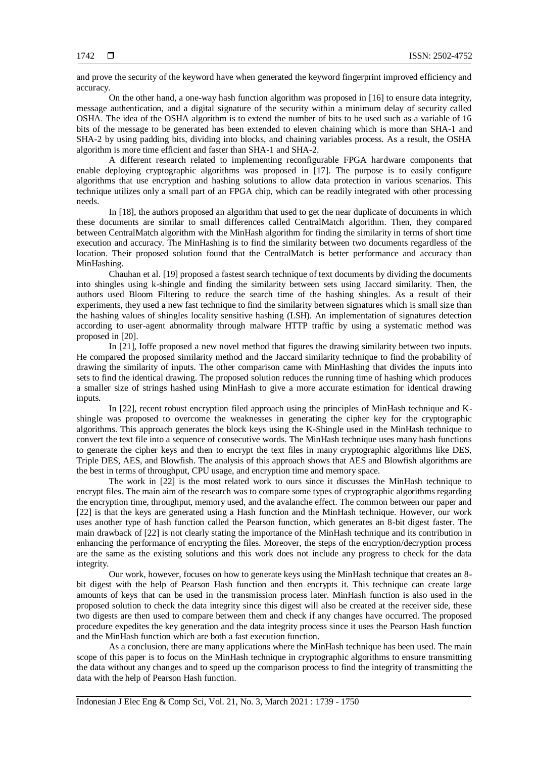and prove the security of the keyword have when generated the keyword fingerprint improved efficiency and accuracy.

On the other hand, a one-way hash function algorithm was proposed in [16] to ensure data integrity, message authentication, and a digital signature of the security within a minimum delay of security called OSHA. The idea of the OSHA algorithm is to extend the number of bits to be used such as a variable of 16 bits of the message to be generated has been extended to eleven chaining which is more than SHA-1 and SHA-2 by using padding bits, dividing into blocks, and chaining variables process. As a result, the OSHA algorithm is more time efficient and faster than SHA-1 and SHA-2.

A different research related to implementing reconfigurable FPGA hardware components that enable deploying cryptographic algorithms was proposed in [17]. The purpose is to easily configure algorithms that use encryption and hashing solutions to allow data protection in various scenarios. This technique utilizes only a small part of an FPGA chip, which can be readily integrated with other processing needs.

In [18], the authors proposed an algorithm that used to get the near duplicate of documents in which these documents are similar to small differences called CentralMatch algorithm. Then, they compared between CentralMatch algorithm with the MinHash algorithm for finding the similarity in terms of short time execution and accuracy. The MinHashing is to find the similarity between two documents regardless of the location. Their proposed solution found that the CentralMatch is better performance and accuracy than MinHashing.

Chauhan et al. [19] proposed a fastest search technique of text documents by dividing the documents into shingles using k-shingle and finding the similarity between sets using Jaccard similarity. Then, the authors used Bloom Filtering to reduce the search time of the hashing shingles. As a result of their experiments, they used a new fast technique to find the similarity between signatures which is small size than the hashing values of shingles locality sensitive hashing (LSH). An implementation of signatures detection according to user-agent abnormality through malware HTTP traffic by using a systematic method was proposed in [20].

In [21], Ioffe proposed a new novel method that figures the drawing similarity between two inputs. He compared the proposed similarity method and the Jaccard similarity technique to find the probability of drawing the similarity of inputs. The other comparison came with MinHashing that divides the inputs into sets to find the identical drawing. The proposed solution reduces the running time of hashing which produces a smaller size of strings hashed using MinHash to give a more accurate estimation for identical drawing inputs.

In [22], recent robust encryption filed approach using the principles of MinHash technique and K-shingle was proposed to overcome the weaknesses in generating the cipher key for the cryptographic algorithms. This approach generates the block keys using the K-Shingle used in the MinHash technique to convert the text file into a sequence of consecutive words. The MinHash technique uses many hash functions to generate the cipher keys and then to encrypt the text files in many cryptographic algorithms like DES, Triple DES, AES, and Blowfish. The analysis of this approach shows that AES and Blowfish algorithms are the best in terms of throughput, CPU usage, and encryption time and memory space.

The work in [22] is the most related work to ours since it discusses the MinHash technique to encrypt files. The main aim of the research was to compare some types of cryptographic algorithms regarding the encryption time, throughput, memory used, and the avalanche effect. The common between our paper and [22] is that the keys are generated using a Hash function and the MinHash technique. However, our work uses another type of hash function called the Pearson function, which generates an 8-bit digest faster. The main drawback of [22] is not clearly stating the importance of the MinHash technique and its contribution in enhancing the performance of encrypting the files. Moreover, the steps of the encryption/decryption process are the same as the existing solutions and this work does not include any progress to check for the data integrity.

Our work, however, focuses on how to generate keys using the MinHash technique that creates an 8-bit digest with the help of Pearson Hash function and then encrypts it. This technique can create large amounts of keys that can be used in the transmission process later. MinHash function is also used in the proposed solution to check the data integrity since this digest will also be created at the receiver side, these two digests are then used to compare between them and check if any changes have occurred. The proposed procedure expedites the key generation and the data integrity process since it uses the Pearson Hash function and the MinHash function which are both a fast execution function.

As a conclusion, there are many applications where the MinHash technique has been used. The main scope of this paper is to focus on the MinHash technique in cryptographic algorithms to ensure transmitting the data without any changes and to speed up the comparison process to find the integrity of transmitting the data with the help of Pearson Hash function.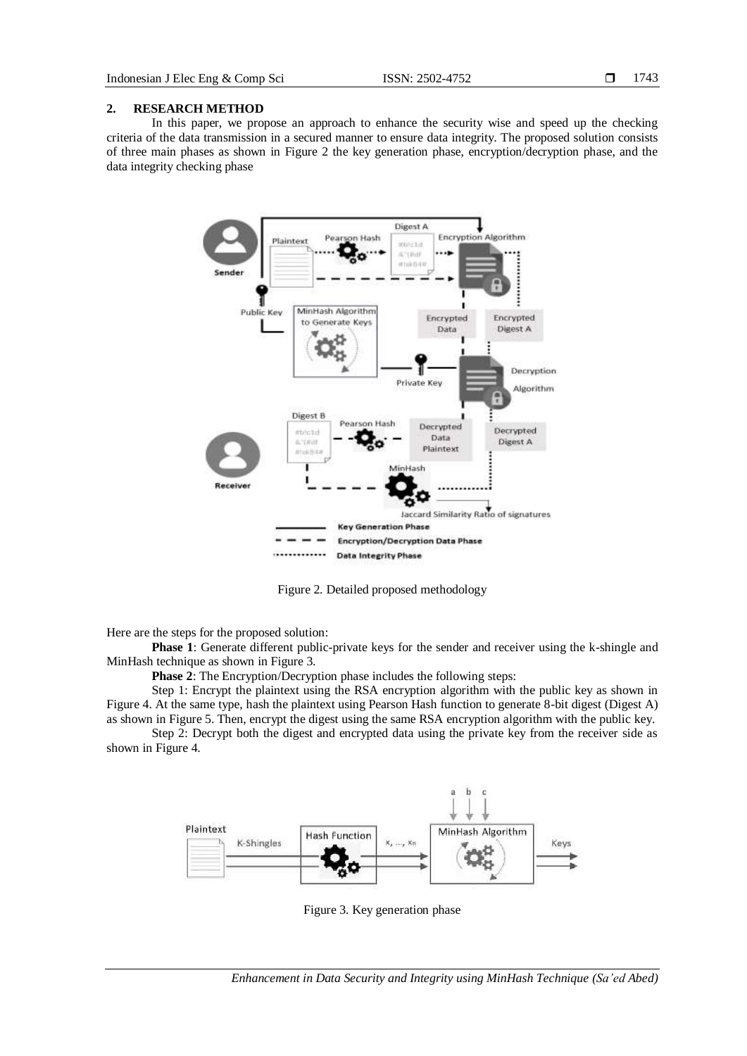## 2. RESEARCH METHOD

In this paper, we propose an approach to enhance the security wise and speed up the checking criteria of the data transmission in a secured manner to ensure data integrity. The proposed solution consists of three main phases as shown in Figure 2 the key generation phase, encryption/decryption phase, and the data integrity checking phase

Figure 2. Detailed proposed methodology

Here are the steps for the proposed solution:

**Phase 1**: Generate different public-private keys for the sender and receiver using the k-shingle and MinHash technique as shown in Figure 3.

**Phase 2**: The Encryption/Decryption phase includes the following steps:

Step 1: Encrypt the plaintext using the RSA encryption algorithm with the public key as shown in Figure 4. At the same type, hash the plaintext using Pearson Hash function to generate 8-bit digest (Digest A) as shown in Figure 5. Then, encrypt the digest using the same RSA encryption algorithm with the public key.

Step 2: Decrypt both the digest and encrypted data using the private key from the receiver side as shown in Figure 4.

Figure 3. Key generation phase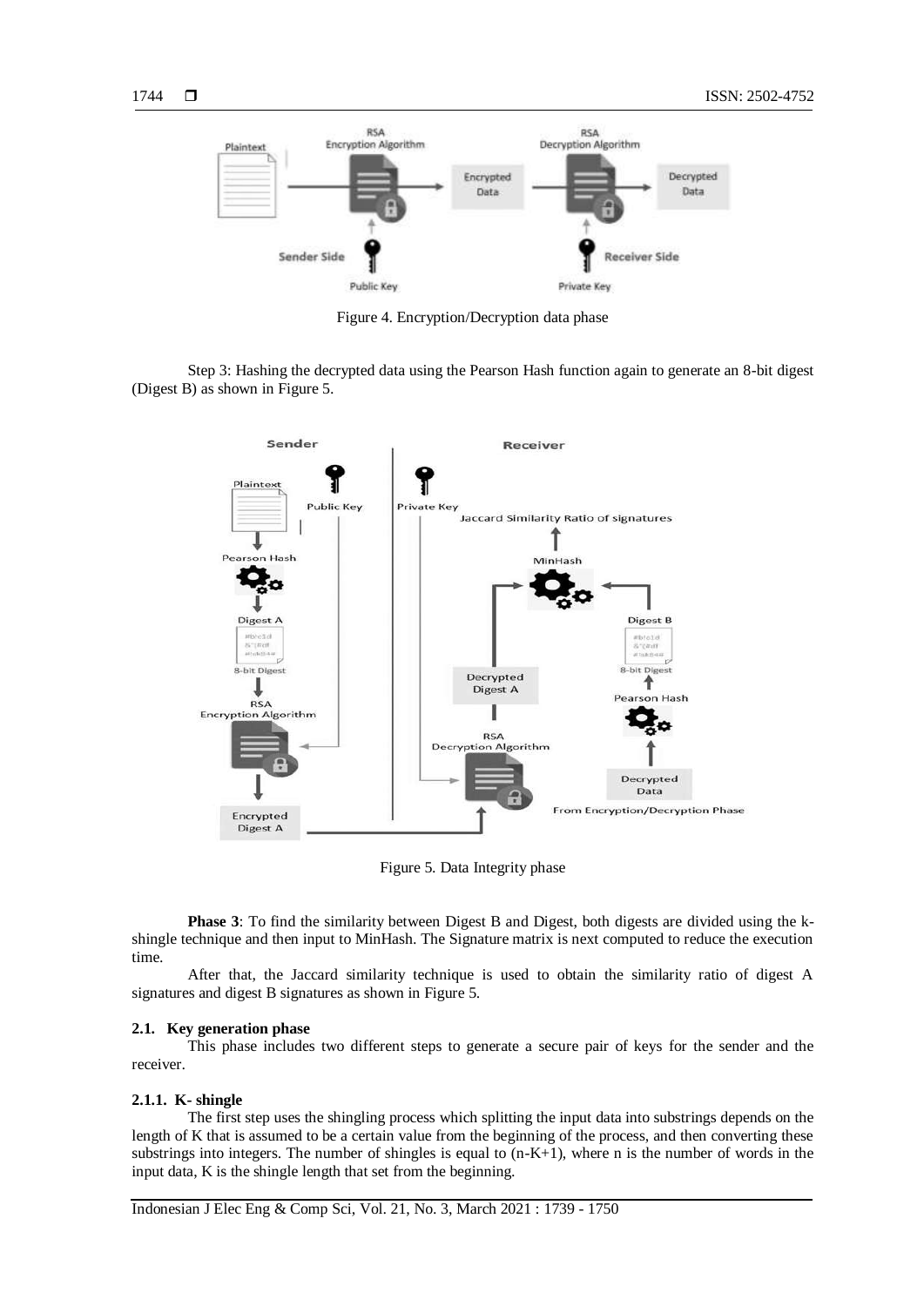Figure 4. Encryption/Decryption data phase

Step 3: Hashing the decrypted data using the Pearson Hash function again to generate an 8-bit digest (Digest B) as shown in Figure 5.

Figure 5. Data Integrity phase

**Phase 3**: To find the similarity between Digest B and Digest, both digests are divided using the k-shingle technique and then input to MinHash. The Signature matrix is next computed to reduce the execution time.

After that, the Jaccard similarity technique is used to obtain the similarity ratio of digest A signatures and digest B signatures as shown in Figure 5.

### 2.1. Key generation phase

This phase includes two different steps to generate a secure pair of keys for the sender and the receiver.

#### 2.1.1. K- shingle

The first step uses the shingling process which splitting the input data into substrings depends on the length of K that is assumed to be a certain value from the beginning of the process, and then converting these substrings into integers. The number of shingles is equal to (n-K+1), where n is the number of words in the input data, K is the shingle length that set from the beginning.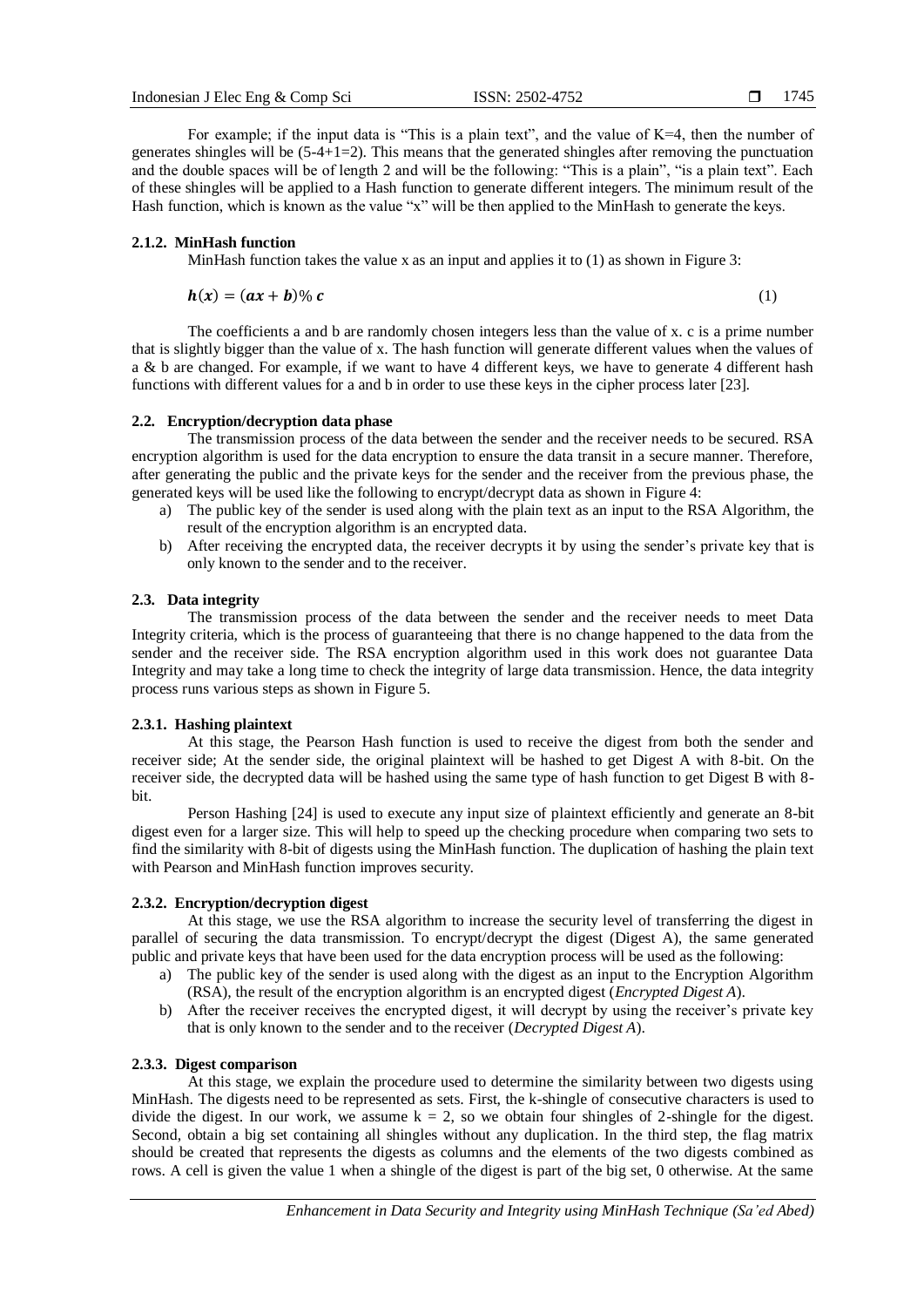For example; if the input data is “This is a plain text”, and the value of K=4, then the number of generates shingles will be (5-4+1=2). This means that the generated shingles after removing the punctuation and the double spaces will be of length 2 and will be the following: “This is a plain”, “is a plain text”. Each of these shingles will be applied to a Hash function to generate different integers. The minimum result of the Hash function, which is known as the value “x” will be then applied to the MinHash to generate the keys.

#### 2.1.2. MinHash function

MinHash function takes the value x as an input and applies it to (1) as shown in Figure 3:

$$\boldsymbol{h}(\boldsymbol{x}) = (\boldsymbol{ax} + \boldsymbol{b})\%\ \boldsymbol{c} \tag{1}$$

The coefficients a and b are randomly chosen integers less than the value of x. c is a prime number that is slightly bigger than the value of x. The hash function will generate different values when the values of a & b are changed. For example, if we want to have 4 different keys, we have to generate 4 different hash functions with different values for a and b in order to use these keys in the cipher process later [23].

### 2.2. Encryption/decryption data phase

The transmission process of the data between the sender and the receiver needs to be secured. RSA encryption algorithm is used for the data encryption to ensure the data transit in a secure manner. Therefore, after generating the public and the private keys for the sender and the receiver from the previous phase, the generated keys will be used like the following to encrypt/decrypt data as shown in Figure 4:

a) The public key of the sender is used along with the plain text as an input to the RSA Algorithm, the result of the encryption algorithm is an encrypted data.
b) After receiving the encrypted data, the receiver decrypts it by using the sender’s private key that is only known to the sender and to the receiver.

### 2.3. Data integrity

The transmission process of the data between the sender and the receiver needs to meet Data Integrity criteria, which is the process of guaranteeing that there is no change happened to the data from the sender and the receiver side. The RSA encryption algorithm used in this work does not guarantee Data Integrity and may take a long time to check the integrity of large data transmission. Hence, the data integrity process runs various steps as shown in Figure 5.

#### 2.3.1. Hashing plaintext

At this stage, the Pearson Hash function is used to receive the digest from both the sender and receiver side; At the sender side, the original plaintext will be hashed to get Digest A with 8-bit. On the receiver side, the decrypted data will be hashed using the same type of hash function to get Digest B with 8-bit.

Person Hashing [24] is used to execute any input size of plaintext efficiently and generate an 8-bit digest even for a larger size. This will help to speed up the checking procedure when comparing two sets to find the similarity with 8-bit of digests using the MinHash function. The duplication of hashing the plain text with Pearson and MinHash function improves security.

#### 2.3.2. Encryption/decryption digest

At this stage, we use the RSA algorithm to increase the security level of transferring the digest in parallel of securing the data transmission. To encrypt/decrypt the digest (Digest A), the same generated public and private keys that have been used for the data encryption process will be used as the following:

a) The public key of the sender is used along with the digest as an input to the Encryption Algorithm (RSA), the result of the encryption algorithm is an encrypted digest (*Encrypted Digest A*).
b) After the receiver receives the encrypted digest, it will decrypt by using the receiver’s private key that is only known to the sender and to the receiver (*Decrypted Digest A*).

#### 2.3.3. Digest comparison

At this stage, we explain the procedure used to determine the similarity between two digests using MinHash. The digests need to be represented as sets. First, the k-shingle of consecutive characters is used to divide the digest. In our work, we assume k = 2, so we obtain four shingles of 2-shingle for the digest. Second, obtain a big set containing all shingles without any duplication. In the third step, the flag matrix should be created that represents the digests as columns and the elements of the two digests combined as rows. A cell is given the value 1 when a shingle of the digest is part of the big set, 0 otherwise. At the same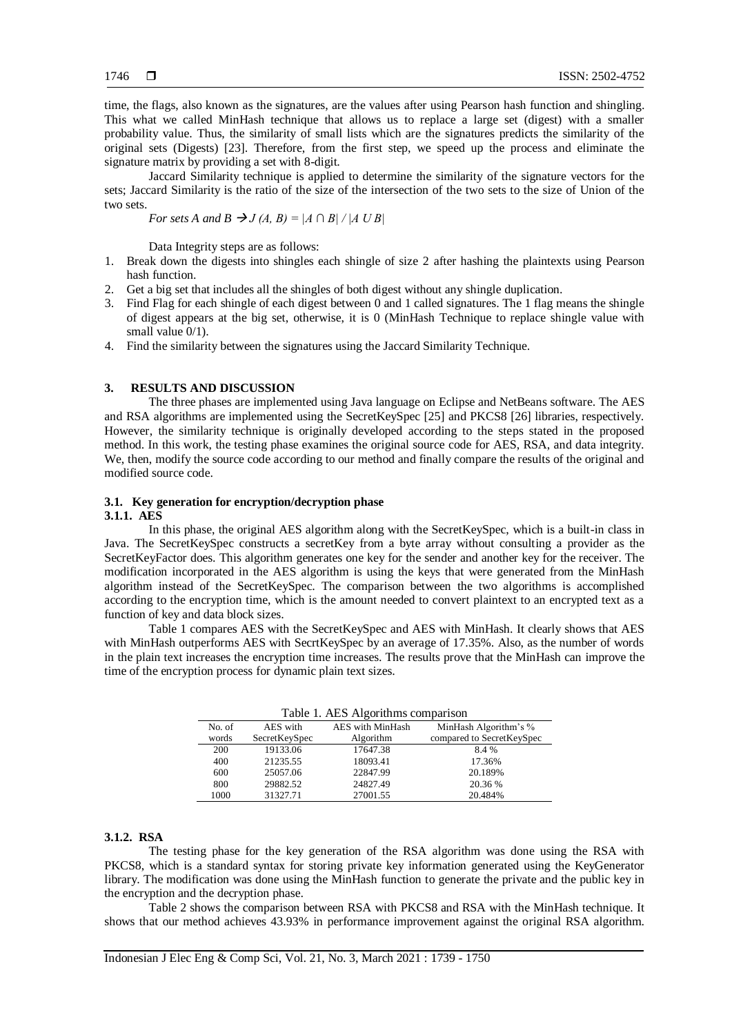time, the flags, also known as the signatures, are the values after using Pearson hash function and shingling. This what we called MinHash technique that allows us to replace a large set (digest) with a smaller probability value. Thus, the similarity of small lists which are the signatures predicts the similarity of the original sets (Digests) [23]. Therefore, from the first step, we speed up the process and eliminate the signature matrix by providing a set with 8-digit.

Jaccard Similarity technique is applied to determine the similarity of the signature vectors for the sets; Jaccard Similarity is the ratio of the size of the intersection of the two sets to the size of Union of the two sets.

*For sets A and B* $\rightarrow J(A, B) = |A \cap B| / |A \cup B|$

Data Integrity steps are as follows:

1. Break down the digests into shingles each shingle of size 2 after hashing the plaintexts using Pearson hash function.
2. Get a big set that includes all the shingles of both digest without any shingle duplication.
3. Find Flag for each shingle of each digest between 0 and 1 called signatures. The 1 flag means the shingle of digest appears at the big set, otherwise, it is 0 (MinHash Technique to replace shingle value with small value 0/1).
4. Find the similarity between the signatures using the Jaccard Similarity Technique.

## 3. RESULTS AND DISCUSSION

The three phases are implemented using Java language on Eclipse and NetBeans software. The AES and RSA algorithms are implemented using the SecretKeySpec [25] and PKCS8 [26] libraries, respectively. However, the similarity technique is originally developed according to the steps stated in the proposed method. In this work, the testing phase examines the original source code for AES, RSA, and data integrity. We, then, modify the source code according to our method and finally compare the results of the original and modified source code.

### 3.1. Key generation for encryption/decryption phase

#### 3.1.1. AES

In this phase, the original AES algorithm along with the SecretKeySpec, which is a built-in class in Java. The SecretKeySpec constructs a secretKey from a byte array without consulting a provider as the SecretKeyFactor does. This algorithm generates one key for the sender and another key for the receiver. The modification incorporated in the AES algorithm is using the keys that were generated from the MinHash algorithm instead of the SecretKeySpec. The comparison between the two algorithms is accomplished according to the encryption time, which is the amount needed to convert plaintext to an encrypted text as a function of key and data block sizes.

Table 1 compares AES with the SecretKeySpec and AES with MinHash. It clearly shows that AES with MinHash outperforms AES with SecrtKeySpec by an average of 17.35%. Also, as the number of words in the plain text increases the encryption time increases. The results prove that the MinHash can improve the time of the encryption process for dynamic plain text sizes.

Table 1. AES Algorithms comparison

| No. of words | AES with SecretKeySpec | AES with MinHash Algorithm | MinHash Algorithm's % compared to SecretKeySpec |
|---|---|---|---|
| 200 | 19133.06 | 17647.38 | 8.4 % |
| 400 | 21235.55 | 18093.41 | 17.36% |
| 600 | 25057.06 | 22847.99 | 20.189% |
| 800 | 29882.52 | 24827.49 | 20.36 % |
| 1000 | 31327.71 | 27001.55 | 20.484% |

#### 3.1.2. RSA

The testing phase for the key generation of the RSA algorithm was done using the RSA with PKCS8, which is a standard syntax for storing private key information generated using the KeyGenerator library. The modification was done using the MinHash function to generate the private and the public key in the encryption and the decryption phase.

Table 2 shows the comparison between RSA with PKCS8 and RSA with the MinHash technique. It shows that our method achieves 43.93% in performance improvement against the original RSA algorithm.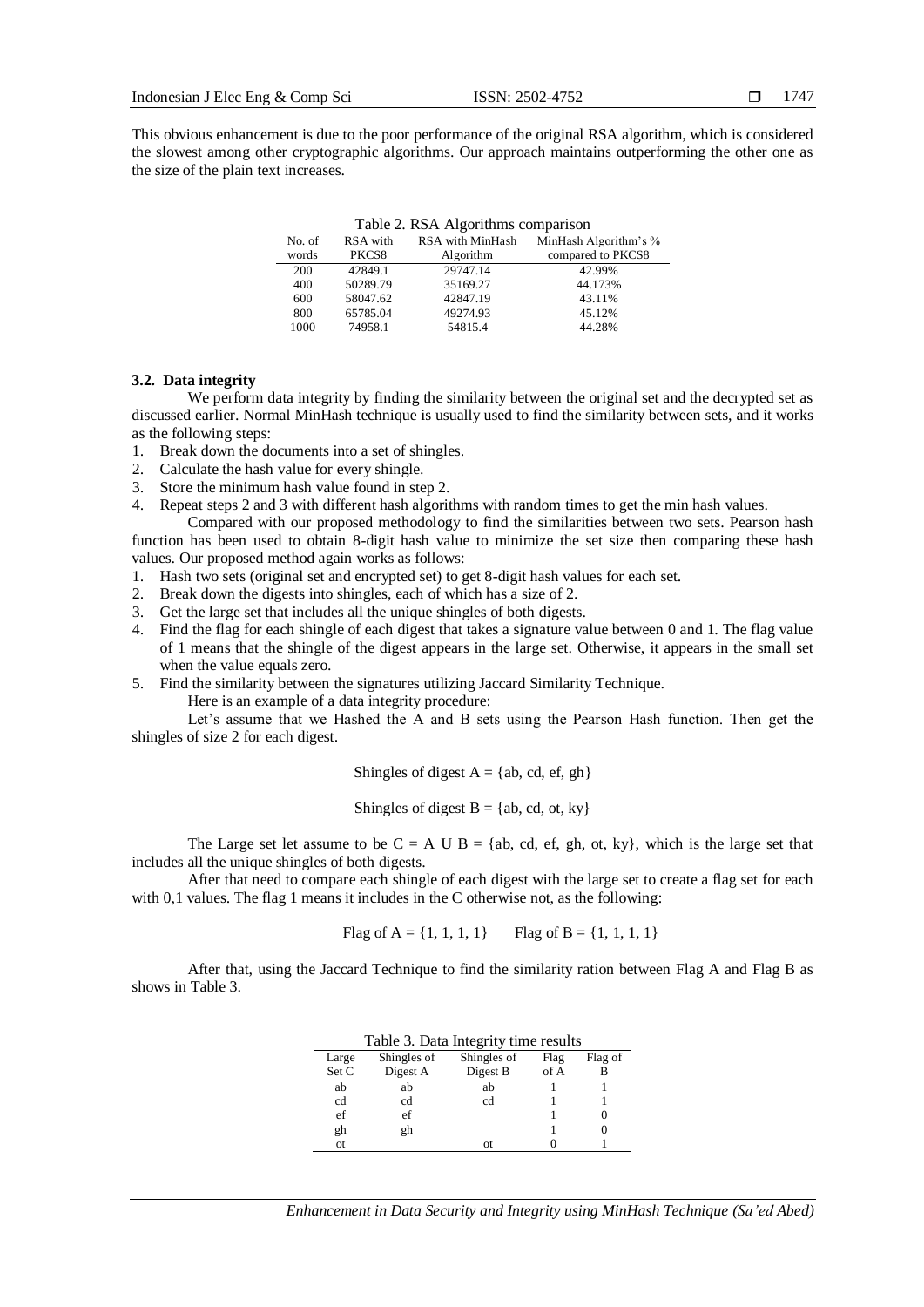This obvious enhancement is due to the poor performance of the original RSA algorithm, which is considered the slowest among other cryptographic algorithms. Our approach maintains outperforming the other one as the size of the plain text increases.

Table 2. RSA Algorithms comparison

| No. of words | RSA with PKCS8 | RSA with MinHash Algorithm | MinHash Algorithm's % compared to PKCS8 |
|---|---|---|---|
| 200 | 42849.1 | 29747.14 | 42.99% |
| 400 | 50289.79 | 35169.27 | 44.173% |
| 600 | 58047.62 | 42847.19 | 43.11% |
| 800 | 65785.04 | 49274.93 | 45.12% |
| 1000 | 74958.1 | 54815.4 | 44.28% |

### 3.2. Data integrity

We perform data integrity by finding the similarity between the original set and the decrypted set as discussed earlier. Normal MinHash technique is usually used to find the similarity between sets, and it works as the following steps:

1. Break down the documents into a set of shingles.
2. Calculate the hash value for every shingle.
3. Store the minimum hash value found in step 2.
4. Repeat steps 2 and 3 with different hash algorithms with random times to get the min hash values.

Compared with our proposed methodology to find the similarities between two sets. Pearson hash function has been used to obtain 8-digit hash value to minimize the set size then comparing these hash values. Our proposed method again works as follows:

1. Hash two sets (original set and encrypted set) to get 8-digit hash values for each set.
2. Break down the digests into shingles, each of which has a size of 2.
3. Get the large set that includes all the unique shingles of both digests.
4. Find the flag for each shingle of each digest that takes a signature value between 0 and 1. The flag value of 1 means that the shingle of the digest appears in the large set. Otherwise, it appears in the small set when the value equals zero.
5. Find the similarity between the signatures utilizing Jaccard Similarity Technique.

Here is an example of a data integrity procedure:

Let's assume that we Hashed the A and B sets using the Pearson Hash function. Then get the shingles of size 2 for each digest.

Shingles of digest A = {ab, cd, ef, gh}

Shingles of digest B = {ab, cd, ot, ky}

The Large set let assume to be C = A U B = {ab, cd, ef, gh, ot, ky}, which is the large set that includes all the unique shingles of both digests.

After that need to compare each shingle of each digest with the large set to create a flag set for each with 0,1 values. The flag 1 means it includes in the C otherwise not, as the following:

Flag of A = {1, 1, 1, 1}     Flag of B = {1, 1, 1, 1}

After that, using the Jaccard Technique to find the similarity ration between Flag A and Flag B as shows in Table 3.

Table 3. Data Integrity time results

| Large Set C | Shingles of Digest A | Shingles of Digest B | Flag of A | Flag of B |
|---|---|---|---|---|
| ab | ab | ab | 1 | 1 |
| cd | cd | cd | 1 | 1 |
| ef | ef | | 1 | 0 |
| gh | gh | | 1 | 0 |
| ot | | ot | 0 | 1 |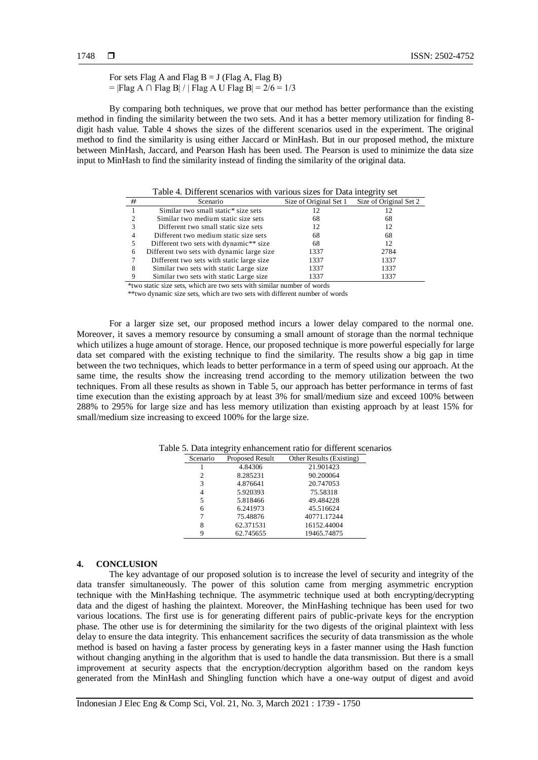For sets Flag A and Flag B = J (Flag A, Flag B)
= |Flag A ∩ Flag B| / | Flag A U Flag B| = 2/6 = 1/3

By comparing both techniques, we prove that our method has better performance than the existing method in finding the similarity between the two sets. And it has a better memory utilization for finding 8-digit hash value. Table 4 shows the sizes of the different scenarios used in the experiment. The original method to find the similarity is using either Jaccard or MinHash. But in our proposed method, the mixture between MinHash, Jaccard, and Pearson Hash has been used. The Pearson is used to minimize the data size input to MinHash to find the similarity instead of finding the similarity of the original data.

Table 4. Different scenarios with various sizes for Data integrity set

| # | Scenario | Size of Original Set 1 | Size of Original Set 2 |
|---|---|---|---|
| 1 | Similar two small static* size sets | 12 | 12 |
| 2 | Similar two medium static size sets | 68 | 68 |
| 3 | Different two small static size sets | 12 | 12 |
| 4 | Different two medium static size sets | 68 | 68 |
| 5 | Different two sets with dynamic** size | 68 | 12 |
| 6 | Different two sets with dynamic large size | 1337 | 2784 |
| 7 | Different two sets with static large size | 1337 | 1337 |
| 8 | Similar two sets with static Large size | 1337 | 1337 |
| 9 | Similar two sets with static Large size | 1337 | 1337 |

*two static size sets, which are two sets with similar number of words

**two dynamic size sets, which are two sets with different number of words

For a larger size set, our proposed method incurs a lower delay compared to the normal one. Moreover, it saves a memory resource by consuming a small amount of storage than the normal technique which utilizes a huge amount of storage. Hence, our proposed technique is more powerful especially for large data set compared with the existing technique to find the similarity. The results show a big gap in time between the two techniques, which leads to better performance in a term of speed using our approach. At the same time, the results show the increasing trend according to the memory utilization between the two techniques. From all these results as shown in Table 5, our approach has better performance in terms of fast time execution than the existing approach by at least 3% for small/medium size and exceed 100% between 288% to 295% for large size and has less memory utilization than existing approach by at least 15% for small/medium size increasing to exceed 100% for the large size.

Table 5. Data integrity enhancement ratio for different scenarios

| Scenario | Proposed Result | Other Results (Existing) |
|---|---|---|
| 1 | 4.84306 | 21.901423 |
| 2 | 8.285231 | 90.200064 |
| 3 | 4.876641 | 20.747053 |
| 4 | 5.920393 | 75.58318 |
| 5 | 5.818466 | 49.484228 |
| 6 | 6.241973 | 45.516624 |
| 7 | 75.48876 | 40771.17244 |
| 8 | 62.371531 | 16152.44004 |
| 9 | 62.745655 | 19465.74875 |

## 4. CONCLUSION

The key advantage of our proposed solution is to increase the level of security and integrity of the data transfer simultaneously. The power of this solution came from merging asymmetric encryption technique with the MinHashing technique. The asymmetric technique used at both encrypting/decrypting data and the digest of hashing the plaintext. Moreover, the MinHashing technique has been used for two various locations. The first use is for generating different pairs of public-private keys for the encryption phase. The other use is for determining the similarity for the two digests of the original plaintext with less delay to ensure the data integrity. This enhancement sacrifices the security of data transmission as the whole method is based on having a faster process by generating keys in a faster manner using the Hash function without changing anything in the algorithm that is used to handle the data transmission. But there is a small improvement at security aspects that the encryption/decryption algorithm based on the random keys generated from the MinHash and Shingling function which have a one-way output of digest and avoid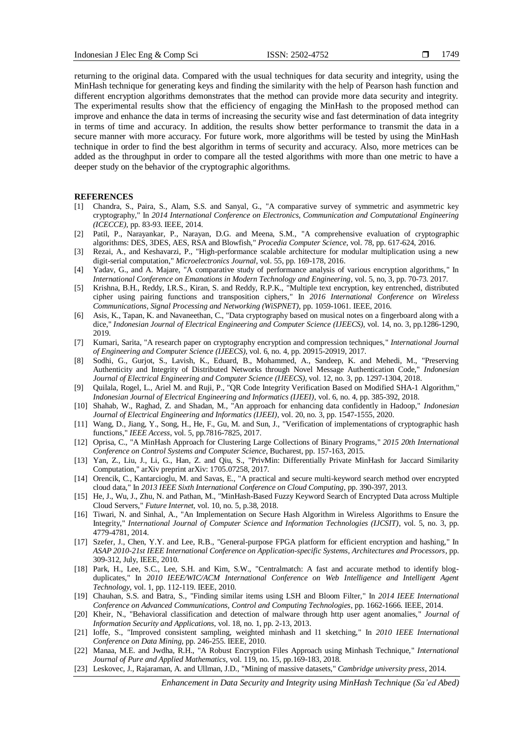returning to the original data. Compared with the usual techniques for data security and integrity, using the MinHash technique for generating keys and finding the similarity with the help of Pearson hash function and different encryption algorithms demonstrates that the method can provide more data security and integrity. The experimental results show that the efficiency of engaging the MinHash to the proposed method can improve and enhance the data in terms of increasing the security wise and fast determination of data integrity in terms of time and accuracy. In addition, the results show better performance to transmit the data in a secure manner with more accuracy. For future work, more algorithms will be tested by using the MinHash technique in order to find the best algorithm in terms of security and accuracy. Also, more metrices can be added as the throughput in order to compare all the tested algorithms with more than one metric to have a deeper study on the behavior of the cryptographic algorithms.

## REFERENCES

[1] Chandra, S., Paira, S., Alam, S.S. and Sanyal, G., "A comparative survey of symmetric and asymmetric key cryptography," In *2014 International Conference on Electronics, Communication and Computational Engineering (ICECCE)*, pp. 83-93. IEEE, 2014.

[2] Patil, P., Narayankar, P., Narayan, D.G. and Meena, S.M., "A comprehensive evaluation of cryptographic algorithms: DES, 3DES, AES, RSA and Blowfish," *Procedia Computer Science*, vol. 78, pp. 617-624, 2016.

[3] Rezai, A., and Keshavarzi, P., "High-performance scalable architecture for modular multiplication using a new digit-serial computation," *Microelectronics Journal*, vol. 55, pp. 169-178, 2016.

[4] Yadav, G., and A. Majare, "A comparative study of performance analysis of various encryption algorithms," In *International Conference on Emanations in Modern Technology and Engineering*, vol. 5, no, 3, pp. 70-73. 2017.

[5] Krishna, B.H., Reddy, I.R.S., Kiran, S. and Reddy, R.P.K., "Multiple text encryption, key entrenched, distributed cipher using pairing functions and transposition ciphers," In *2016 International Conference on Wireless Communications, Signal Processing and Networking (WiSPNET)*, pp. 1059-1061. IEEE, 2016.

[6] Asis, K., Tapan, K. and Navaneethan, C., "Data cryptography based on musical notes on a fingerboard along with a dice," *Indonesian Journal of Electrical Engineering and Computer Science (IJEECS)*, vol. 14, no. 3, pp.1286-1290, 2019.

[7] Kumari, Sarita, "A research paper on cryptography encryption and compression techniques," *International Journal of Engineering and Computer Science (IJEECS)*, vol. 6, no. 4, pp. 20915-20919, 2017.

[8] Sodhi, G., Gurjot, S., Lavish, K., Eduard, B., Mohammed, A., Sandeep, K. and Mehedi, M., "Preserving Authenticity and Integrity of Distributed Networks through Novel Message Authentication Code," *Indonesian Journal of Electrical Engineering and Computer Science (IJEECS)*, vol. 12, no. 3, pp. 1297-1304, 2018.

[9] Quilala, Rogel, L., Ariel M. and Ruji, P., "QR Code Integrity Verification Based on Modified SHA-1 Algorithm," *Indonesian Journal of Electrical Engineering and Informatics (IJEEI)*, vol. 6, no. 4, pp. 385-392, 2018.

[10] Shahab, W., Raghad, Z. and Shadan, M., "An approach for enhancing data confidently in Hadoop," *Indonesian Journal of Electrical Engineering and Informatics (IJEEI)*, vol. 20, no. 3, pp. 1547-1555, 2020.

[11] Wang, D., Jiang, Y., Song, H., He, F., Gu, M. and Sun, J., "Verification of implementations of cryptographic hash functions," *IEEE Access*, vol. 5, pp.7816-7825, 2017.

[12] Oprisa, C., "A MinHash Approach for Clustering Large Collections of Binary Programs," *2015 20th International Conference on Control Systems and Computer Science*, Bucharest, pp. 157-163, 2015.

[13] Yan, Z., Liu, J., Li, G., Han, Z. and Qiu, S., "PrivMin: Differentially Private MinHash for Jaccard Similarity Computation," arXiv preprint arXiv: 1705.07258, 2017.

[14] Orencik, C., Kantarcioglu, M. and Savas, E., "A practical and secure multi-keyword search method over encrypted cloud data," In *2013 IEEE Sixth International Conference on Cloud Computing*, pp. 390-397, 2013.

[15] He, J., Wu, J., Zhu, N. and Pathan, M., "MinHash-Based Fuzzy Keyword Search of Encrypted Data across Multiple Cloud Servers," *Future Internet*, vol. 10, no. 5, p.38, 2018.

[16] Tiwari, N. and Sinhal, A., "An Implementation on Secure Hash Algorithm in Wireless Algorithms to Ensure the Integrity," *International Journal of Computer Science and Information Technologies (IJCSIT)*, vol. 5, no. 3, pp. 4779-4781, 2014.

[17] Szefer, J., Chen, Y.Y. and Lee, R.B., "General-purpose FPGA platform for efficient encryption and hashing," In *ASAP 2010-21st IEEE International Conference on Application-specific Systems, Architectures and Processors*, pp. 309-312, July, IEEE, 2010.

[18] Park, H., Lee, S.C., Lee, S.H. and Kim, S.W., "Centralmatch: A fast and accurate method to identify blog-duplicates," In *2010 IEEE/WIC/ACM International Conference on Web Intelligence and Intelligent Agent Technology*, vol. 1, pp. 112-119. IEEE, 2010.

[19] Chauhan, S.S. and Batra, S., "Finding similar items using LSH and Bloom Filter," In *2014 IEEE International Conference on Advanced Communications, Control and Computing Technologies*, pp. 1662-1666. IEEE, 2014.

[20] Kheir, N., "Behavioral classification and detection of malware through http user agent anomalies," *Journal of Information Security and Applications*, vol. 18, no. 1, pp. 2-13, 2013.

[21] Ioffe, S., "Improved consistent sampling, weighted minhash and l1 sketching," In *2010 IEEE International Conference on Data Mining*, pp. 246-255. IEEE, 2010.

[22] Manaa, M.E. and Jwdha, R.H., "A Robust Encryption Files Approach using Minhash Technique," *International Journal of Pure and Applied Mathematics*, vol. 119, no. 15, pp.169-183, 2018.

[23] Leskovec, J., Rajaraman, A. and Ullman, J.D., "Mining of massive datasets," *Cambridge university press*, 2014.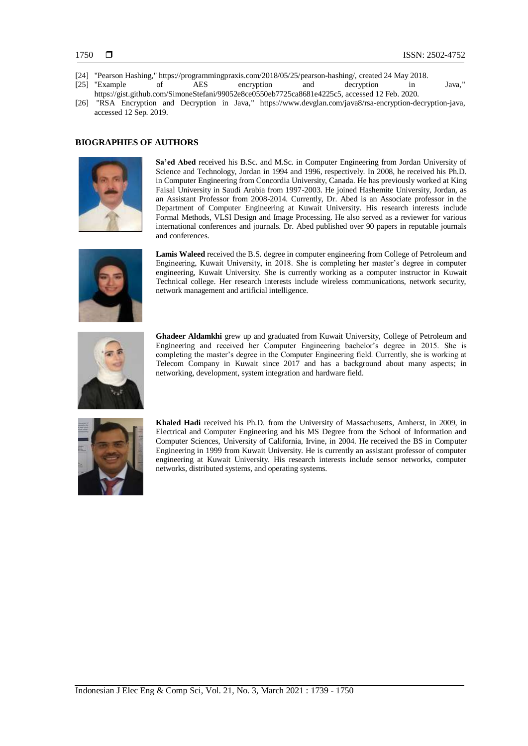[24] "Pearson Hashing," https://programmingpraxis.com/2018/05/25/pearson-hashing/, created 24 May 2018.

[25] "Example of AES encryption and decryption in Java," https://gist.github.com/SimoneStefani/99052e8ce0550eb7725ca8681e4225c5, accessed 12 Feb. 2020.

[26] "RSA Encryption and Decryption in Java," https://www.devglan.com/java8/rsa-encryption-decryption-java, accessed 12 Sep. 2019.

## BIOGRAPHIES OF AUTHORS

**Sa'ed Abed** received his B.Sc. and M.Sc. in Computer Engineering from Jordan University of Science and Technology, Jordan in 1994 and 1996, respectively. In 2008, he received his Ph.D. in Computer Engineering from Concordia University, Canada. He has previously worked at King Faisal University in Saudi Arabia from 1997-2003. He joined Hashemite University, Jordan, as an Assistant Professor from 2008-2014. Currently, Dr. Abed is an Associate professor in the Department of Computer Engineering at Kuwait University. His research interests include Formal Methods, VLSI Design and Image Processing. He also served as a reviewer for various international conferences and journals. Dr. Abed published over 90 papers in reputable journals and conferences.

**Lamis Waleed** received the B.S. degree in computer engineering from College of Petroleum and Engineering, Kuwait University, in 2018. She is completing her master's degree in computer engineering, Kuwait University. She is currently working as a computer instructor in Kuwait Technical college. Her research interests include wireless communications, network security, network management and artificial intelligence.

**Ghadeer Aldamkhi** grew up and graduated from Kuwait University, College of Petroleum and Engineering and received her Computer Engineering bachelor's degree in 2015. She is completing the master's degree in the Computer Engineering field. Currently, she is working at Telecom Company in Kuwait since 2017 and has a background about many aspects; in networking, development, system integration and hardware field.

**Khaled Hadi** received his Ph.D. from the University of Massachusetts, Amherst, in 2009, in Electrical and Computer Engineering and his MS Degree from the School of Information and Computer Sciences, University of California, Irvine, in 2004. He received the BS in Computer Engineering in 1999 from Kuwait University. He is currently an assistant professor of computer engineering at Kuwait University. His research interests include sensor networks, computer networks, distributed systems, and operating systems.